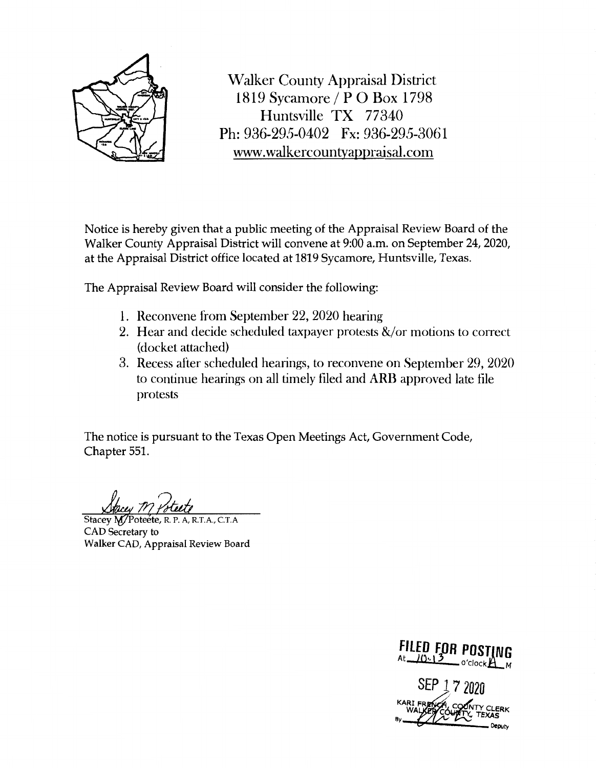Walker County Appraisal District
1819 Sycamore / P O Box 1798
Huntsville TX 77340
Ph: 936-295-0402 Fx: 936-295-3061
www.walkercountyappraisal.com

Notice is hereby given that a public meeting of the Appraisal Review Board of the Walker County Appraisal District will convene at 9:00 a.m. on September 24, 2020, at the Appraisal District office located at 1819 Sycamore, Huntsville, Texas.

The Appraisal Review Board will consider the following:

1. Reconvene from September 22, 2020 hearing
2. Hear and decide scheduled taxpayer protests &/or motions to correct (docket attached)
3. Recess after scheduled hearings, to reconvene on September 29, 2020 to continue hearings on all timely filed and ARB approved late file protests

The notice is pursuant to the Texas Open Meetings Act, Government Code, Chapter 551.

Stacey M Poteete

Stacey M Poteete, R. P. A, R.T.A., C.T.A
CAD Secretary to
Walker CAD, Appraisal Review Board

FILED FOR POSTING
At 10:13 o'clock A M

SEP 17 2020

KARI FRENCH, COUNTY CLERK
WALKER COUNTY, TEXAS
By _______ Deputy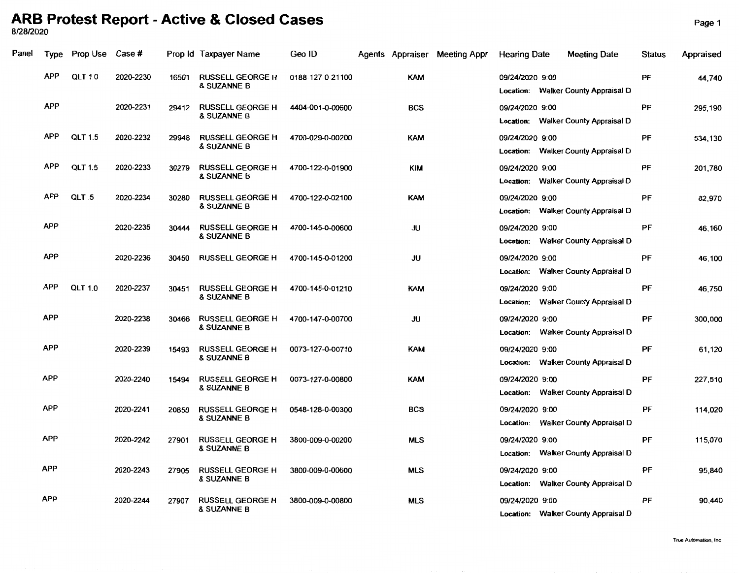# ARB Protest Report - Active & Closed Cases

8/28/2020

| Panel | Type | Prop Use | Case # | Prop Id | Taxpayer Name | Geo ID | Agents | Appraiser | Meeting Appr | Hearing Date | Meeting Date | Status | Appraised |
|---|---|---|---|---|---|---|---|---|---|---|---|---|---|
| | APP | QLT 1.0 | 2020-2230 | 16501 | RUSSELL GEORGE H & SUZANNE B | 0188-127-0-21100 | | KAM | | 09/24/2020 9:00 Location: Walker County Appraisal D | | PF | 44,740 |
| | APP | | 2020-2231 | 29412 | RUSSELL GEORGE H & SUZANNE B | 4404-001-0-00600 | | BCS | | 09/24/2020 9:00 Location: Walker County Appraisal D | | PF | 295,190 |
| | APP | QLT 1.5 | 2020-2232 | 29948 | RUSSELL GEORGE H & SUZANNE B | 4700-029-0-00200 | | KAM | | 09/24/2020 9:00 Location: Walker County Appraisal D | | PF | 534,130 |
| | APP | QLT 1.5 | 2020-2233 | 30279 | RUSSELL GEORGE H & SUZANNE B | 4700-122-0-01900 | | KIM | | 09/24/2020 9:00 Location: Walker County Appraisal D | | PF | 201,780 |
| | APP | QLT .5 | 2020-2234 | 30280 | RUSSELL GEORGE H & SUZANNE B | 4700-122-0-02100 | | KAM | | 09/24/2020 9:00 Location: Walker County Appraisal D | | PF | 82,970 |
| | APP | | 2020-2235 | 30444 | RUSSELL GEORGE H & SUZANNE B | 4700-145-0-00600 | | JU | | 09/24/2020 9:00 Location: Walker County Appraisal D | | PF | 46,160 |
| | APP | | 2020-2236 | 30450 | RUSSELL GEORGE H | 4700-145-0-01200 | | JU | | 09/24/2020 9:00 Location: Walker County Appraisal D | | PF | 46,100 |
| | APP | QLT 1.0 | 2020-2237 | 30451 | RUSSELL GEORGE H & SUZANNE B | 4700-145-0-01210 | | KAM | | 09/24/2020 9:00 Location: Walker County Appraisal D | | PF | 46,750 |
| | APP | | 2020-2238 | 30466 | RUSSELL GEORGE H & SUZANNE B | 4700-147-0-00700 | | JU | | 09/24/2020 9:00 Location: Walker County Appraisal D | | PF | 300,000 |
| | APP | | 2020-2239 | 15493 | RUSSELL GEORGE H & SUZANNE B | 0073-127-0-00710 | | KAM | | 09/24/2020 9:00 Location: Walker County Appraisal D | | PF | 61,120 |
| | APP | | 2020-2240 | 15494 | RUSSELL GEORGE H & SUZANNE B | 0073-127-0-00800 | | KAM | | 09/24/2020 9:00 Location: Walker County Appraisal D | | PF | 227,510 |
| | APP | | 2020-2241 | 20850 | RUSSELL GEORGE H & SUZANNE B | 0548-128-0-00300 | | BCS | | 09/24/2020 9:00 Location: Walker County Appraisal D | | PF | 114,020 |
| | APP | | 2020-2242 | 27901 | RUSSELL GEORGE H & SUZANNE B | 3800-009-0-00200 | | MLS | | 09/24/2020 9:00 Location: Walker County Appraisal D | | PF | 115,070 |
| | APP | | 2020-2243 | 27905 | RUSSELL GEORGE H & SUZANNE B | 3800-009-0-00600 | | MLS | | 09/24/2020 9:00 Location: Walker County Appraisal D | | PF | 95,840 |
| | APP | | 2020-2244 | 27907 | RUSSELL GEORGE H & SUZANNE B | 3800-009-0-00800 | | MLS | | 09/24/2020 9:00 Location: Walker County Appraisal D | | PF | 90,440 |

True Automation, Inc.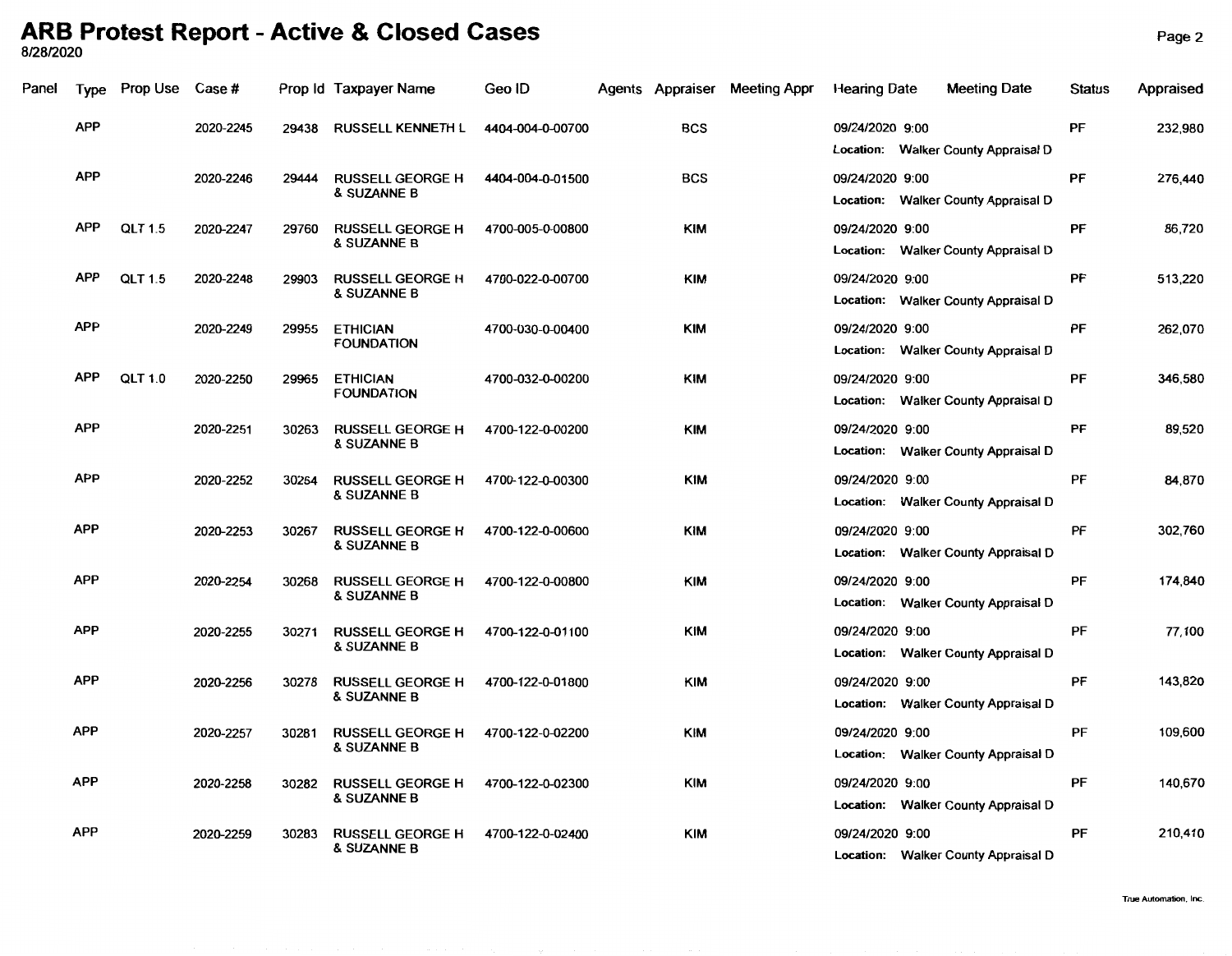# ARB Protest Report - Active & Closed Cases

8/28/2020

| Panel | Type | Prop Use | Case # | Prop Id | Taxpayer Name | Geo ID | Agents | Appraiser | Meeting Appr | Hearing Date | Meeting Date | Status | Appraised |
|---|---|---|---|---|---|---|---|---|---|---|---|---|---|
| | APP | | 2020-2245 | 29438 | RUSSELL KENNETH L | 4404-004-0-00700 | | BCS | | 09/24/2020 9:00 Location: Walker County Appraisal D | | PF | 232,980 |
| | APP | | 2020-2246 | 29444 | RUSSELL GEORGE H & SUZANNE B | 4404-004-0-01500 | | BCS | | 09/24/2020 9:00 Location: Walker County Appraisal D | | PF | 276,440 |
| | APP | QLT 1.5 | 2020-2247 | 29760 | RUSSELL GEORGE H & SUZANNE B | 4700-005-0-00800 | | KIM | | 09/24/2020 9:00 Location: Walker County Appraisal D | | PF | 86,720 |
| | APP | QLT 1.5 | 2020-2248 | 29903 | RUSSELL GEORGE H & SUZANNE B | 4700-022-0-00700 | | KIM | | 09/24/2020 9:00 Location: Walker County Appraisal D | | PF | 513,220 |
| | APP | | 2020-2249 | 29955 | ETHICIAN FOUNDATION | 4700-030-0-00400 | | KIM | | 09/24/2020 9:00 Location: Walker County Appraisal D | | PF | 262,070 |
| | APP | QLT 1.0 | 2020-2250 | 29965 | ETHICIAN FOUNDATION | 4700-032-0-00200 | | KIM | | 09/24/2020 9:00 Location: Walker County Appraisal D | | PF | 346,580 |
| | APP | | 2020-2251 | 30263 | RUSSELL GEORGE H & SUZANNE B | 4700-122-0-00200 | | KIM | | 09/24/2020 9:00 Location: Walker County Appraisal D | | PF | 89,520 |
| | APP | | 2020-2252 | 30264 | RUSSELL GEORGE H & SUZANNE B | 4700-122-0-00300 | | KIM | | 09/24/2020 9:00 Location: Walker County Appraisal D | | PF | 84,870 |
| | APP | | 2020-2253 | 30267 | RUSSELL GEORGE H & SUZANNE B | 4700-122-0-00600 | | KIM | | 09/24/2020 9:00 Location: Walker County Appraisal D | | PF | 302,760 |
| | APP | | 2020-2254 | 30268 | RUSSELL GEORGE H & SUZANNE B | 4700-122-0-00800 | | KIM | | 09/24/2020 9:00 Location: Walker County Appraisal D | | PF | 174,840 |
| | APP | | 2020-2255 | 30271 | RUSSELL GEORGE H & SUZANNE B | 4700-122-0-01100 | | KIM | | 09/24/2020 9:00 Location: Walker County Appraisal D | | PF | 77,100 |
| | APP | | 2020-2256 | 30278 | RUSSELL GEORGE H & SUZANNE B | 4700-122-0-01800 | | KIM | | 09/24/2020 9:00 Location: Walker County Appraisal D | | PF | 143,820 |
| | APP | | 2020-2257 | 30281 | RUSSELL GEORGE H & SUZANNE B | 4700-122-0-02200 | | KIM | | 09/24/2020 9:00 Location: Walker County Appraisal D | | PF | 109,600 |
| | APP | | 2020-2258 | 30282 | RUSSELL GEORGE H & SUZANNE B | 4700-122-0-02300 | | KIM | | 09/24/2020 9:00 Location: Walker County Appraisal D | | PF | 140,670 |
| | APP | | 2020-2259 | 30283 | RUSSELL GEORGE H & SUZANNE B | 4700-122-0-02400 | | KIM | | 09/24/2020 9:00 Location: Walker County Appraisal D | | PF | 210,410 |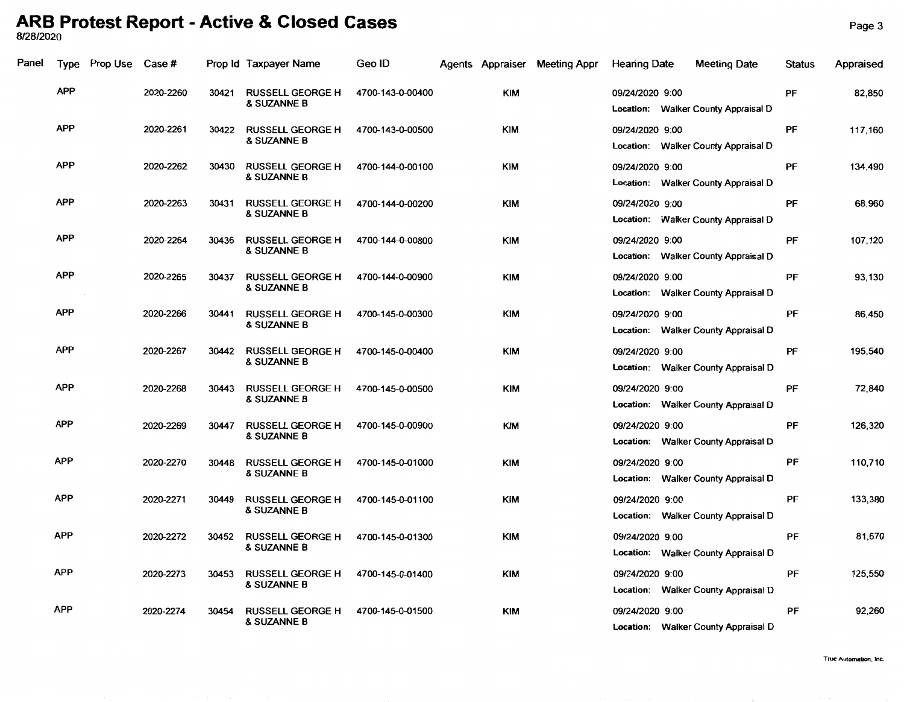# ARB Protest Report - Active & Closed Cases

8/28/2020

| Panel | Type | Prop Use | Case # | Prop Id | Taxpayer Name | Geo ID | Agents | Appraiser | Meeting Appr | Hearing Date | Meeting Date | Status | Appraised |
|---|---|---|---|---|---|---|---|---|---|---|---|---|---|
| | APP | | 2020-2260 | 30421 | RUSSELL GEORGE H & SUZANNE B | 4700-143-0-00400 | | KIM | | 09/24/2020 9:00 Location: Walker County Appraisal D | | PF | 82,850 |
| | APP | | 2020-2261 | 30422 | RUSSELL GEORGE H & SUZANNE B | 4700-143-0-00500 | | KIM | | 09/24/2020 9:00 Location: Walker County Appraisal D | | PF | 117,160 |
| | APP | | 2020-2262 | 30430 | RUSSELL GEORGE H & SUZANNE B | 4700-144-0-00100 | | KIM | | 09/24/2020 9:00 Location: Walker County Appraisal D | | PF | 134,490 |
| | APP | | 2020-2263 | 30431 | RUSSELL GEORGE H & SUZANNE B | 4700-144-0-00200 | | KIM | | 09/24/2020 9:00 Location: Walker County Appraisal D | | PF | 68,960 |
| | APP | | 2020-2264 | 30436 | RUSSELL GEORGE H & SUZANNE B | 4700-144-0-00800 | | KIM | | 09/24/2020 9:00 Location: Walker County Appraisal D | | PF | 107,120 |
| | APP | | 2020-2265 | 30437 | RUSSELL GEORGE H & SUZANNE B | 4700-144-0-00900 | | KIM | | 09/24/2020 9:00 Location: Walker County Appraisal D | | PF | 93,130 |
| | APP | | 2020-2266 | 30441 | RUSSELL GEORGE H & SUZANNE B | 4700-145-0-00300 | | KIM | | 09/24/2020 9:00 Location: Walker County Appraisal D | | PF | 86,450 |
| | APP | | 2020-2267 | 30442 | RUSSELL GEORGE H & SUZANNE B | 4700-145-0-00400 | | KIM | | 09/24/2020 9:00 Location: Walker County Appraisal D | | PF | 195,540 |
| | APP | | 2020-2268 | 30443 | RUSSELL GEORGE H & SUZANNE B | 4700-145-0-00500 | | KIM | | 09/24/2020 9:00 Location: Walker County Appraisal D | | PF | 72,840 |
| | APP | | 2020-2269 | 30447 | RUSSELL GEORGE H & SUZANNE B | 4700-145-0-00900 | | KIM | | 09/24/2020 9:00 Location: Walker County Appraisal D | | PF | 126,320 |
| | APP | | 2020-2270 | 30448 | RUSSELL GEORGE H & SUZANNE B | 4700-145-0-01000 | | KIM | | 09/24/2020 9:00 Location: Walker County Appraisal D | | PF | 110,710 |
| | APP | | 2020-2271 | 30449 | RUSSELL GEORGE H & SUZANNE B | 4700-145-0-01100 | | KIM | | 09/24/2020 9:00 Location: Walker County Appraisal D | | PF | 133,380 |
| | APP | | 2020-2272 | 30452 | RUSSELL GEORGE H & SUZANNE B | 4700-145-0-01300 | | KIM | | 09/24/2020 9:00 Location: Walker County Appraisal D | | PF | 81,670 |
| | APP | | 2020-2273 | 30453 | RUSSELL GEORGE H & SUZANNE B | 4700-145-0-01400 | | KIM | | 09/24/2020 9:00 Location: Walker County Appraisal D | | PF | 125,550 |
| | APP | | 2020-2274 | 30454 | RUSSELL GEORGE H & SUZANNE B | 4700-145-0-01500 | | KIM | | 09/24/2020 9:00 Location: Walker County Appraisal D | | PF | 92,260 |

True Automation, Inc.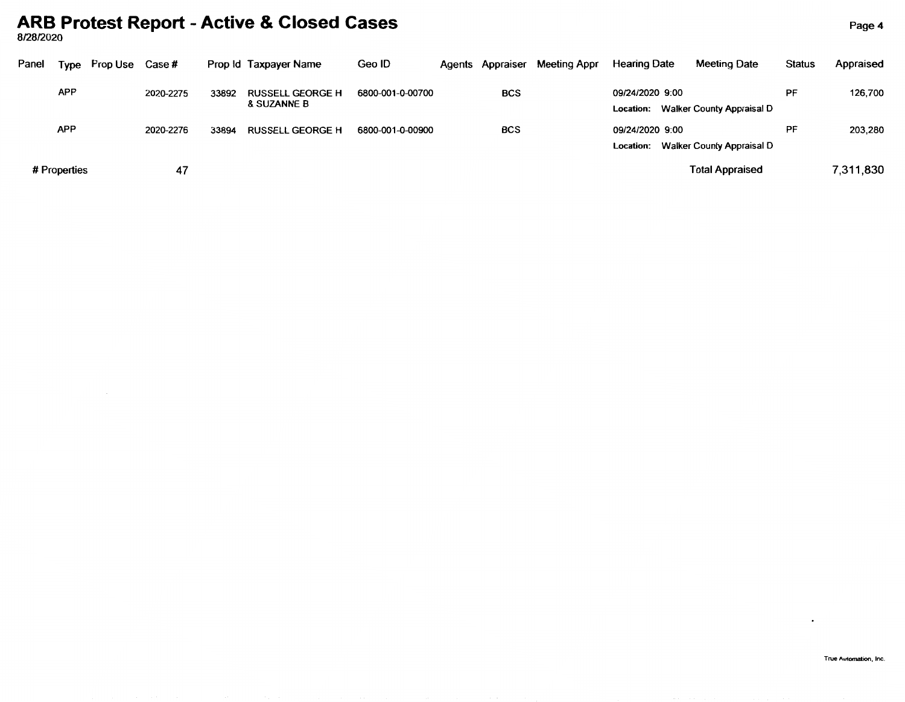# ARB Protest Report - Active & Closed Cases

8/28/2020

| Panel | Type | Prop Use | Case # | Prop Id | Taxpayer Name | Geo ID | Agents | Appraiser | Meeting Appr | Hearing Date | Meeting Date | Status | Appraised |
|---|---|---|---|---|---|---|---|---|---|---|---|---|---|
| | APP | | 2020-2275 | 33892 | RUSSELL GEORGE H & SUZANNE B | 6800-001-0-00700 | | BCS | | 09/24/2020 9:00 Location: Walker County Appraisal D | | PF | 126,700 |
| | APP | | 2020-2276 | 33894 | RUSSELL GEORGE H | 6800-001-0-00900 | | BCS | | 09/24/2020 9:00 Location: Walker County Appraisal D | | PF | 203,280 |

# Properties 47

Total Appraised 7,311,830

True Automation, Inc.